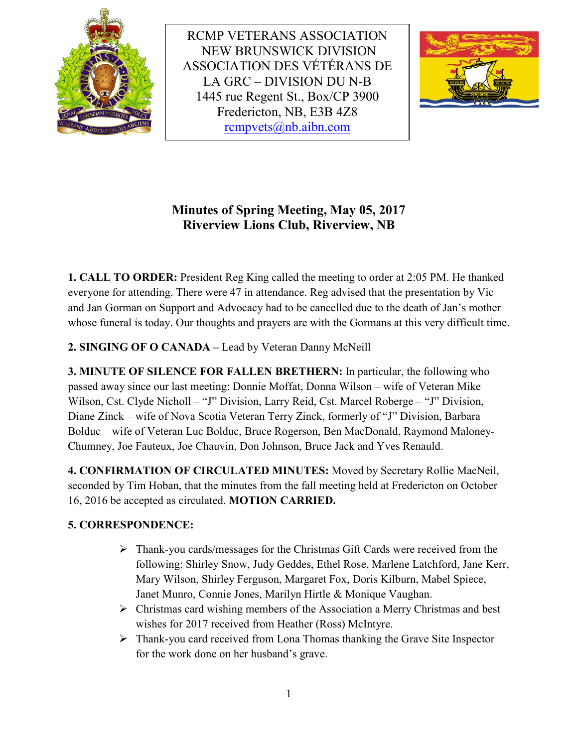RCMP VETERANS ASSOCIATION
NEW BRUNSWICK DIVISION
ASSOCIATION DES VÉTÉRANS DE
LA GRC – DIVISION DU N-B
1445 rue Regent St., Box/CP 3900
Fredericton, NB, E3B 4Z8
rcmpvets@nb.aibn.com

# Minutes of Spring Meeting, May 05, 2017
## Riverview Lions Club, Riverview, NB

**1. CALL TO ORDER:** President Reg King called the meeting to order at 2:05 PM. He thanked everyone for attending. There were 47 in attendance. Reg advised that the presentation by Vic and Jan Gorman on Support and Advocacy had to be cancelled due to the death of Jan's mother whose funeral is today. Our thoughts and prayers are with the Gormans at this very difficult time.

**2. SINGING OF O CANADA –** Lead by Veteran Danny McNeill

**3. MINUTE OF SILENCE FOR FALLEN BRETHERN:** In particular, the following who passed away since our last meeting: Donnie Moffat, Donna Wilson – wife of Veteran Mike Wilson, Cst. Clyde Nicholl – "J" Division, Larry Reid, Cst. Marcel Roberge – "J" Division, Diane Zinck – wife of Nova Scotia Veteran Terry Zinck, formerly of "J" Division, Barbara Bolduc – wife of Veteran Luc Bolduc, Bruce Rogerson, Ben MacDonald, Raymond Maloney-Chumney, Joe Fauteux, Joe Chauvin, Don Johnson, Bruce Jack and Yves Renauld.

**4. CONFIRMATION OF CIRCULATED MINUTES:** Moved by Secretary Rollie MacNeil, seconded by Tim Hoban, that the minutes from the fall meeting held at Fredericton on October 16, 2016 be accepted as circulated. **MOTION CARRIED.**

**5. CORRESPONDENCE:**

- Thank-you cards/messages for the Christmas Gift Cards were received from the following: Shirley Snow, Judy Geddes, Ethel Rose, Marlene Latchford, Jane Kerr, Mary Wilson, Shirley Ferguson, Margaret Fox, Doris Kilburn, Mabel Spiece, Janet Munro, Connie Jones, Marilyn Hirtle & Monique Vaughan.
- Christmas card wishing members of the Association a Merry Christmas and best wishes for 2017 received from Heather (Ross) McIntyre.
- Thank-you card received from Lona Thomas thanking the Grave Site Inspector for the work done on her husband's grave.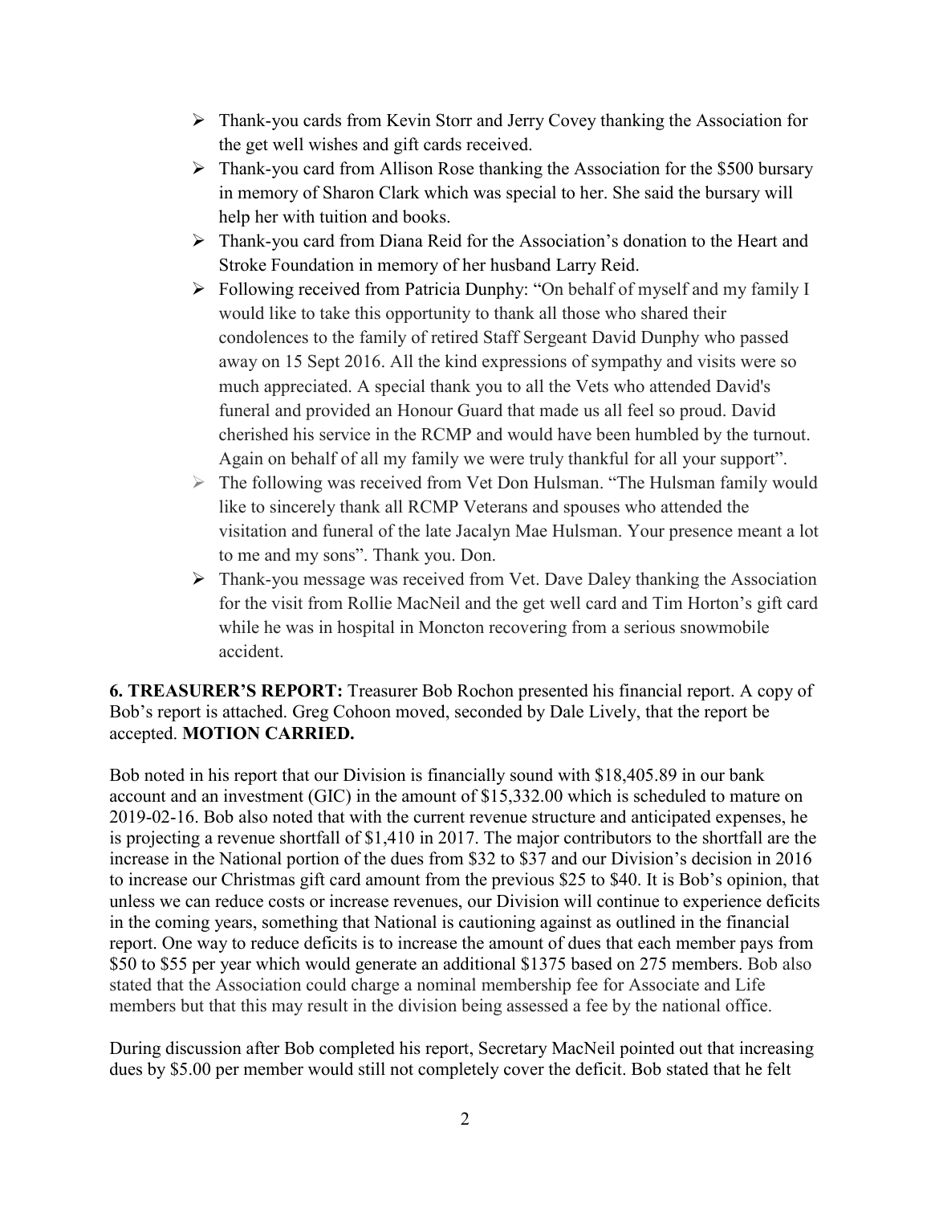- Thank-you cards from Kevin Storr and Jerry Covey thanking the Association for the get well wishes and gift cards received.
- Thank-you card from Allison Rose thanking the Association for the $500 bursary in memory of Sharon Clark which was special to her. She said the bursary will help her with tuition and books.
- Thank-you card from Diana Reid for the Association's donation to the Heart and Stroke Foundation in memory of her husband Larry Reid.
- Following received from Patricia Dunphy: "On behalf of myself and my family I would like to take this opportunity to thank all those who shared their condolences to the family of retired Staff Sergeant David Dunphy who passed away on 15 Sept 2016. All the kind expressions of sympathy and visits were so much appreciated. A special thank you to all the Vets who attended David's funeral and provided an Honour Guard that made us all feel so proud. David cherished his service in the RCMP and would have been humbled by the turnout. Again on behalf of all my family we were truly thankful for all your support".
- The following was received from Vet Don Hulsman. "The Hulsman family would like to sincerely thank all RCMP Veterans and spouses who attended the visitation and funeral of the late Jacalyn Mae Hulsman. Your presence meant a lot to me and my sons". Thank you. Don.
- Thank-you message was received from Vet. Dave Daley thanking the Association for the visit from Rollie MacNeil and the get well card and Tim Horton's gift card while he was in hospital in Moncton recovering from a serious snowmobile accident.

**6. TREASURER'S REPORT:** Treasurer Bob Rochon presented his financial report. A copy of Bob's report is attached. Greg Cohoon moved, seconded by Dale Lively, that the report be accepted. **MOTION CARRIED.**

Bob noted in his report that our Division is financially sound with $18,405.89 in our bank account and an investment (GIC) in the amount of $15,332.00 which is scheduled to mature on 2019-02-16. Bob also noted that with the current revenue structure and anticipated expenses, he is projecting a revenue shortfall of $1,410 in 2017. The major contributors to the shortfall are the increase in the National portion of the dues from $32 to $37 and our Division's decision in 2016 to increase our Christmas gift card amount from the previous $25 to $40. It is Bob's opinion, that unless we can reduce costs or increase revenues, our Division will continue to experience deficits in the coming years, something that National is cautioning against as outlined in the financial report. One way to reduce deficits is to increase the amount of dues that each member pays from $50 to $55 per year which would generate an additional $1375 based on 275 members. Bob also stated that the Association could charge a nominal membership fee for Associate and Life members but that this may result in the division being assessed a fee by the national office.

During discussion after Bob completed his report, Secretary MacNeil pointed out that increasing dues by $5.00 per member would still not completely cover the deficit. Bob stated that he felt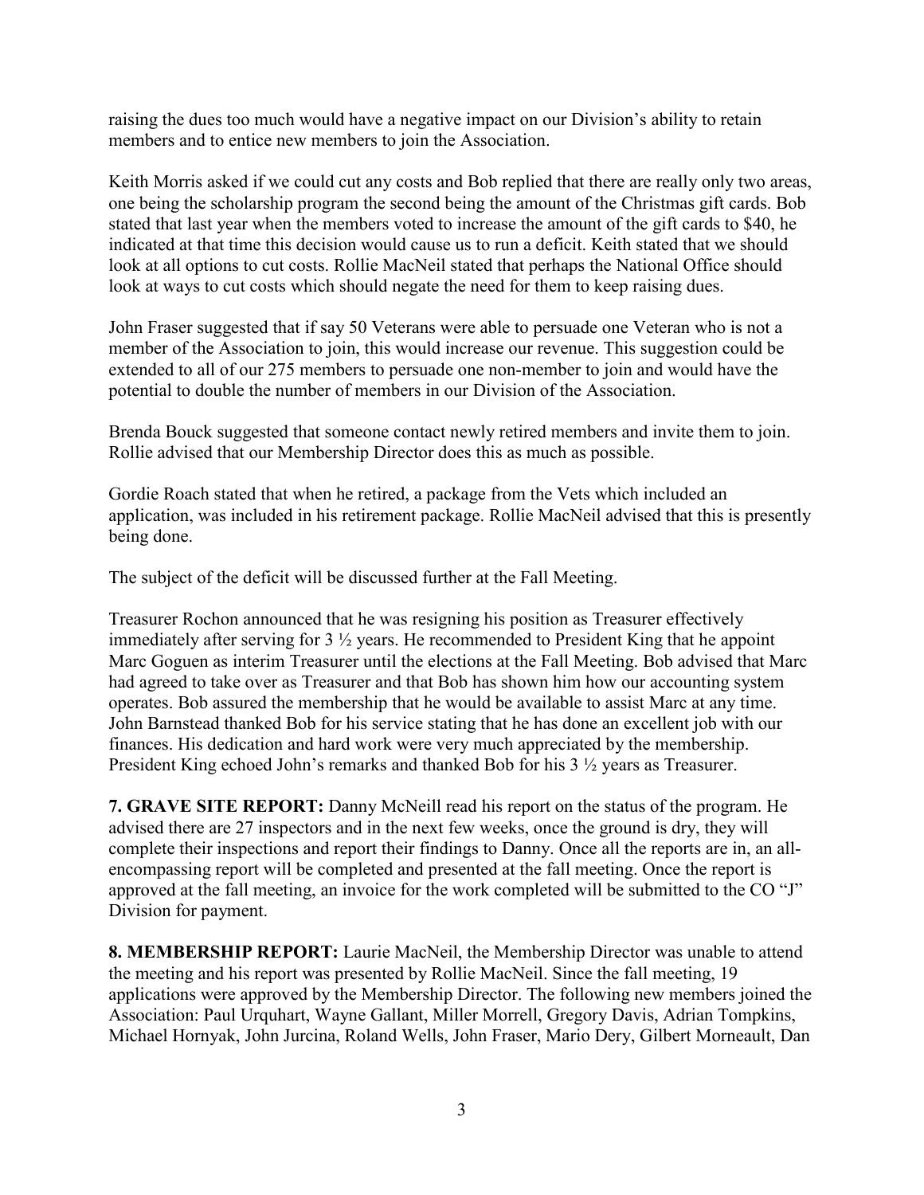raising the dues too much would have a negative impact on our Division's ability to retain members and to entice new members to join the Association.

Keith Morris asked if we could cut any costs and Bob replied that there are really only two areas, one being the scholarship program the second being the amount of the Christmas gift cards. Bob stated that last year when the members voted to increase the amount of the gift cards to $40, he indicated at that time this decision would cause us to run a deficit. Keith stated that we should look at all options to cut costs. Rollie MacNeil stated that perhaps the National Office should look at ways to cut costs which should negate the need for them to keep raising dues.

John Fraser suggested that if say 50 Veterans were able to persuade one Veteran who is not a member of the Association to join, this would increase our revenue. This suggestion could be extended to all of our 275 members to persuade one non-member to join and would have the potential to double the number of members in our Division of the Association.

Brenda Bouck suggested that someone contact newly retired members and invite them to join. Rollie advised that our Membership Director does this as much as possible.

Gordie Roach stated that when he retired, a package from the Vets which included an application, was included in his retirement package. Rollie MacNeil advised that this is presently being done.

The subject of the deficit will be discussed further at the Fall Meeting.

Treasurer Rochon announced that he was resigning his position as Treasurer effectively immediately after serving for 3 ½ years. He recommended to President King that he appoint Marc Goguen as interim Treasurer until the elections at the Fall Meeting. Bob advised that Marc had agreed to take over as Treasurer and that Bob has shown him how our accounting system operates. Bob assured the membership that he would be available to assist Marc at any time. John Barnstead thanked Bob for his service stating that he has done an excellent job with our finances. His dedication and hard work were very much appreciated by the membership. President King echoed John's remarks and thanked Bob for his 3 ½ years as Treasurer.

**7. GRAVE SITE REPORT:** Danny McNeill read his report on the status of the program. He advised there are 27 inspectors and in the next few weeks, once the ground is dry, they will complete their inspections and report their findings to Danny. Once all the reports are in, an all-encompassing report will be completed and presented at the fall meeting. Once the report is approved at the fall meeting, an invoice for the work completed will be submitted to the CO "J" Division for payment.

**8. MEMBERSHIP REPORT:** Laurie MacNeil, the Membership Director was unable to attend the meeting and his report was presented by Rollie MacNeil. Since the fall meeting, 19 applications were approved by the Membership Director. The following new members joined the Association: Paul Urquhart, Wayne Gallant, Miller Morrell, Gregory Davis, Adrian Tompkins, Michael Hornyak, John Jurcina, Roland Wells, John Fraser, Mario Dery, Gilbert Morneault, Dan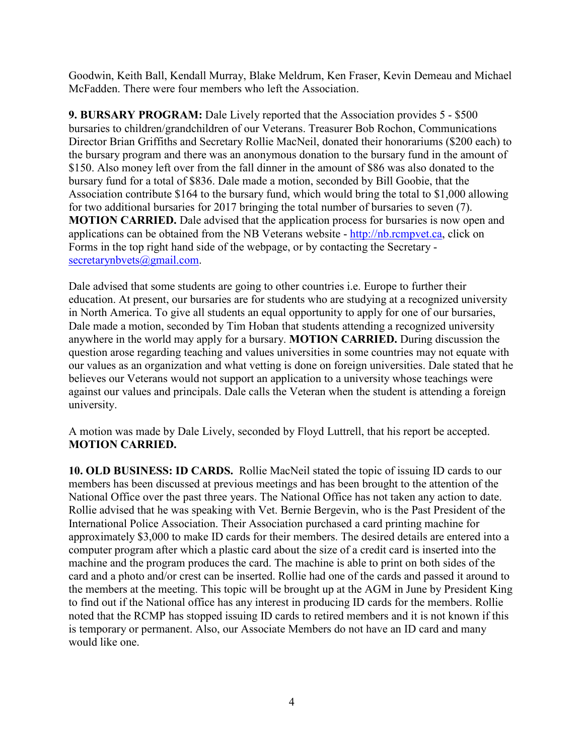Goodwin, Keith Ball, Kendall Murray, Blake Meldrum, Ken Fraser, Kevin Demeau and Michael McFadden. There were four members who left the Association.

**9. BURSARY PROGRAM:** Dale Lively reported that the Association provides 5 - $500 bursaries to children/grandchildren of our Veterans. Treasurer Bob Rochon, Communications Director Brian Griffiths and Secretary Rollie MacNeil, donated their honorariums ($200 each) to the bursary program and there was an anonymous donation to the bursary fund in the amount of $150. Also money left over from the fall dinner in the amount of $86 was also donated to the bursary fund for a total of $836. Dale made a motion, seconded by Bill Goobie, that the Association contribute $164 to the bursary fund, which would bring the total to $1,000 allowing for two additional bursaries for 2017 bringing the total number of bursaries to seven (7). **MOTION CARRIED.** Dale advised that the application process for bursaries is now open and applications can be obtained from the NB Veterans website - http://nb.rcmpvet.ca, click on Forms in the top right hand side of the webpage, or by contacting the Secretary - secretarynbvets@gmail.com.

Dale advised that some students are going to other countries i.e. Europe to further their education. At present, our bursaries are for students who are studying at a recognized university in North America. To give all students an equal opportunity to apply for one of our bursaries, Dale made a motion, seconded by Tim Hoban that students attending a recognized university anywhere in the world may apply for a bursary. **MOTION CARRIED.** During discussion the question arose regarding teaching and values universities in some countries may not equate with our values as an organization and what vetting is done on foreign universities. Dale stated that he believes our Veterans would not support an application to a university whose teachings were against our values and principals. Dale calls the Veteran when the student is attending a foreign university.

A motion was made by Dale Lively, seconded by Floyd Luttrell, that his report be accepted. **MOTION CARRIED.**

**10. OLD BUSINESS: ID CARDS.** Rollie MacNeil stated the topic of issuing ID cards to our members has been discussed at previous meetings and has been brought to the attention of the National Office over the past three years. The National Office has not taken any action to date. Rollie advised that he was speaking with Vet. Bernie Bergevin, who is the Past President of the International Police Association. Their Association purchased a card printing machine for approximately $3,000 to make ID cards for their members. The desired details are entered into a computer program after which a plastic card about the size of a credit card is inserted into the machine and the program produces the card. The machine is able to print on both sides of the card and a photo and/or crest can be inserted. Rollie had one of the cards and passed it around to the members at the meeting. This topic will be brought up at the AGM in June by President King to find out if the National office has any interest in producing ID cards for the members. Rollie noted that the RCMP has stopped issuing ID cards to retired members and it is not known if this is temporary or permanent. Also, our Associate Members do not have an ID card and many would like one.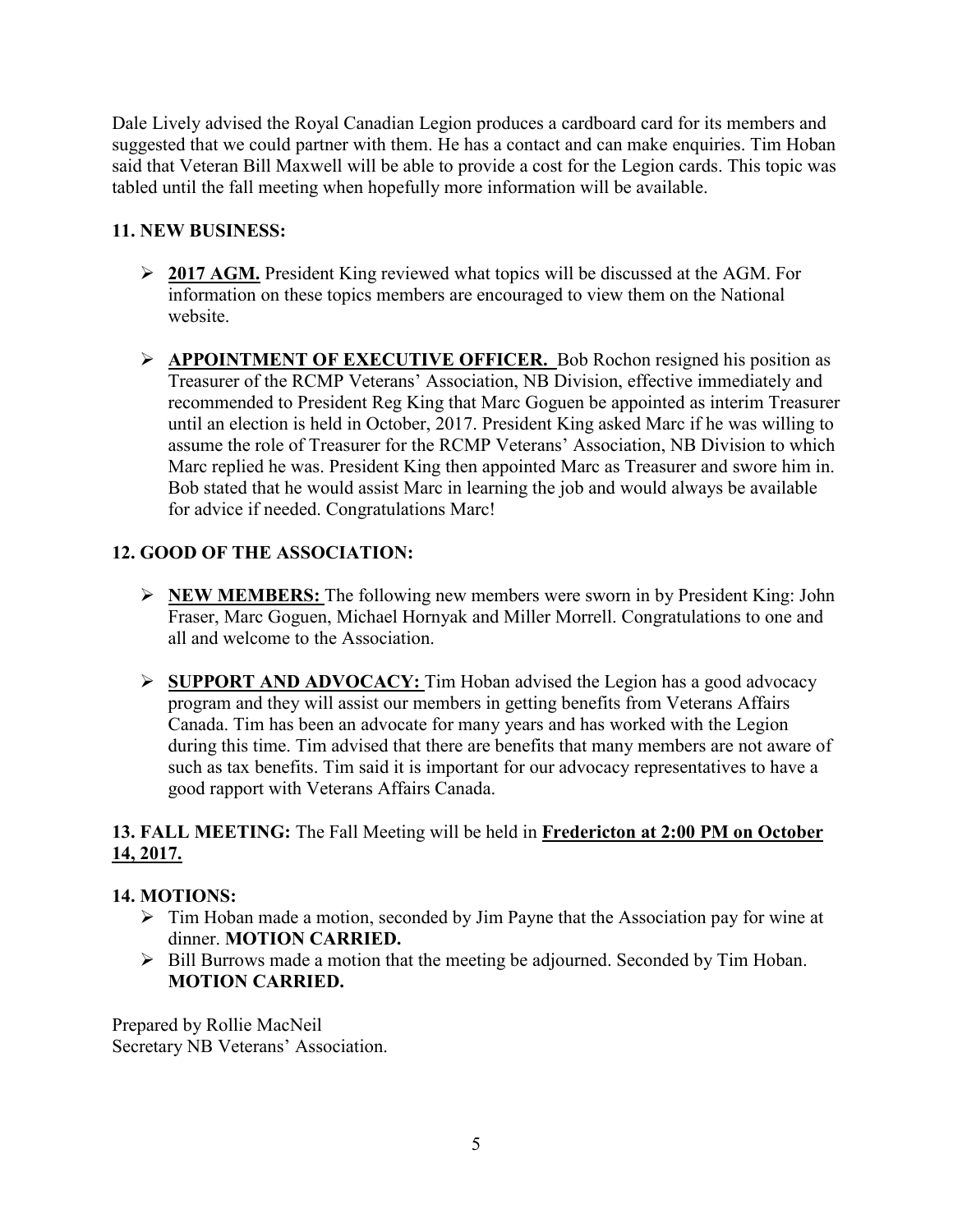Dale Lively advised the Royal Canadian Legion produces a cardboard card for its members and suggested that we could partner with them. He has a contact and can make enquiries. Tim Hoban said that Veteran Bill Maxwell will be able to provide a cost for the Legion cards. This topic was tabled until the fall meeting when hopefully more information will be available.

## 11. NEW BUSINESS:

- **2017 AGM.** President King reviewed what topics will be discussed at the AGM. For information on these topics members are encouraged to view them on the National website.
- **APPOINTMENT OF EXECUTIVE OFFICER.** Bob Rochon resigned his position as Treasurer of the RCMP Veterans' Association, NB Division, effective immediately and recommended to President Reg King that Marc Goguen be appointed as interim Treasurer until an election is held in October, 2017. President King asked Marc if he was willing to assume the role of Treasurer for the RCMP Veterans' Association, NB Division to which Marc replied he was. President King then appointed Marc as Treasurer and swore him in. Bob stated that he would assist Marc in learning the job and would always be available for advice if needed. Congratulations Marc!

## 12. GOOD OF THE ASSOCIATION:

- **NEW MEMBERS:** The following new members were sworn in by President King: John Fraser, Marc Goguen, Michael Hornyak and Miller Morrell. Congratulations to one and all and welcome to the Association.
- **SUPPORT AND ADVOCACY:** Tim Hoban advised the Legion has a good advocacy program and they will assist our members in getting benefits from Veterans Affairs Canada. Tim has been an advocate for many years and has worked with the Legion during this time. Tim advised that there are benefits that many members are not aware of such as tax benefits. Tim said it is important for our advocacy representatives to have a good rapport with Veterans Affairs Canada.

**13. FALL MEETING:** The Fall Meeting will be held in **Fredericton at 2:00 PM on October 14, 2017.**

## 14. MOTIONS:

- Tim Hoban made a motion, seconded by Jim Payne that the Association pay for wine at dinner. **MOTION CARRIED.**
- Bill Burrows made a motion that the meeting be adjourned. Seconded by Tim Hoban. **MOTION CARRIED.**

Prepared by Rollie MacNeil
Secretary NB Veterans' Association.